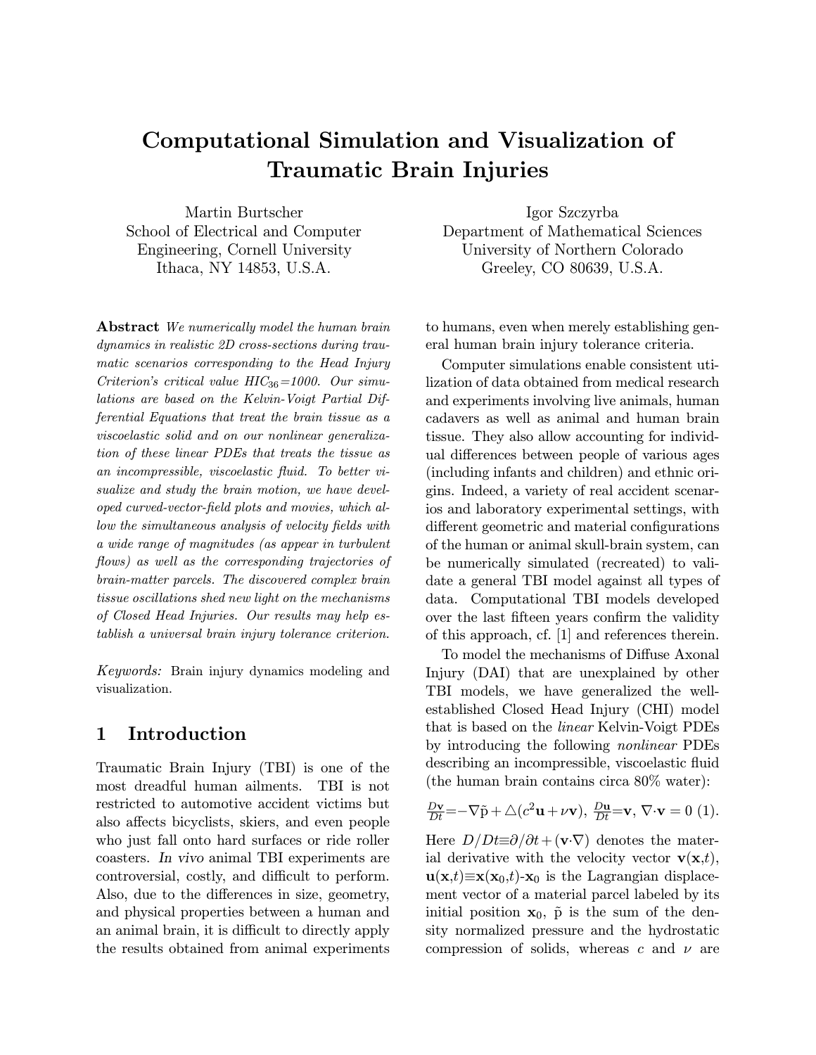# Computational Simulation and Visualization of Traumatic Brain Injuries

Martin Burtscher
School of Electrical and Computer Engineering, Cornell University
Ithaca, NY 14853, U.S.A.

Igor Szczyrba
Department of Mathematical Sciences
University of Northern Colorado
Greeley, CO 80639, U.S.A.

**Abstract** *We numerically model the human brain dynamics in realistic 2D cross-sections during traumatic scenarios corresponding to the Head Injury Criterion's critical value $HIC_{36}$=1000. Our simulations are based on the Kelvin-Voigt Partial Differential Equations that treat the brain tissue as a viscoelastic solid and on our nonlinear generalization of these linear PDEs that treats the tissue as an incompressible, viscoelastic fluid. To better visualize and study the brain motion, we have developed curved-vector-field plots and movies, which allow the simultaneous analysis of velocity fields with a wide range of magnitudes (as appear in turbulent flows) as well as the corresponding trajectories of brain-matter parcels. The discovered complex brain tissue oscillations shed new light on the mechanisms of Closed Head Injuries. Our results may help establish a universal brain injury tolerance criterion.*

*Keywords:* Brain injury dynamics modeling and visualization.

## 1 Introduction

Traumatic Brain Injury (TBI) is one of the most dreadful human ailments. TBI is not restricted to automotive accident victims but also affects bicyclists, skiers, and even people who just fall onto hard surfaces or ride roller coasters. *In vivo* animal TBI experiments are controversial, costly, and difficult to perform. Also, due to the differences in size, geometry, and physical properties between a human and an animal brain, it is difficult to directly apply the results obtained from animal experiments to humans, even when merely establishing general human brain injury tolerance criteria.

Computer simulations enable consistent utilization of data obtained from medical research and experiments involving live animals, human cadavers as well as animal and human brain tissue. They also allow accounting for individual differences between people of various ages (including infants and children) and ethnic origins. Indeed, a variety of real accident scenarios and laboratory experimental settings, with different geometric and material configurations of the human or animal skull-brain system, can be numerically simulated (recreated) to validate a general TBI model against all types of data. Computational TBI models developed over the last fifteen years confirm the validity of this approach, cf. [1] and references therein.

To model the mechanisms of Diffuse Axonal Injury (DAI) that are unexplained by other TBI models, we have generalized the well-established Closed Head Injury (CHI) model that is based on the *linear* Kelvin-Voigt PDEs by introducing the following *nonlinear* PDEs describing an incompressible, viscoelastic fluid (the human brain contains circa 80% water):

$$\frac{D\mathbf{v}}{Dt} = -\nabla\tilde{\mathrm{p}} + \triangle(c^2\mathbf{u} + \nu\mathbf{v}),\ \frac{D\mathbf{u}}{Dt} = \mathbf{v},\ \nabla\cdot\mathbf{v} = 0 \quad (1).$$

Here $D/Dt \equiv \partial/\partial t + (\mathbf{v}\cdot\nabla)$ denotes the material derivative with the velocity vector $\mathbf{v}(\mathbf{x},t)$, $\mathbf{u}(\mathbf{x},t) \equiv \mathbf{x}(\mathbf{x}_0,t)$-$\mathbf{x}_0$ is the Lagrangian displacement vector of a material parcel labeled by its initial position $\mathbf{x}_0$, $\tilde{\mathrm{p}}$ is the sum of the density normalized pressure and the hydrostatic compression of solids, whereas $c$ and $\nu$ are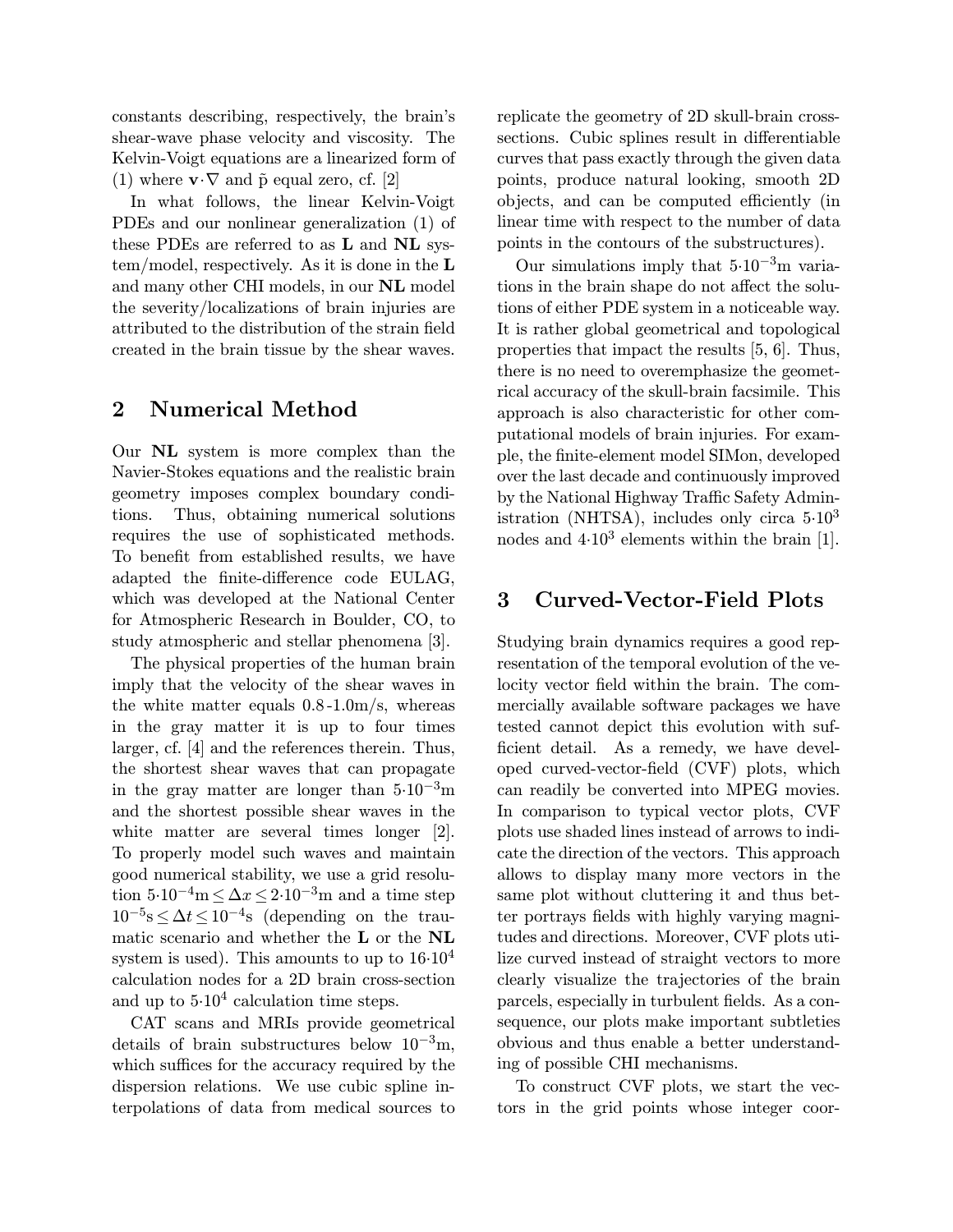constants describing, respectively, the brain's shear-wave phase velocity and viscosity. The Kelvin-Voigt equations are a linearized form of (1) where $\mathbf{v}\cdot\nabla$ and $\tilde{p}$ equal zero, cf. [2]

In what follows, the linear Kelvin-Voigt PDEs and our nonlinear generalization (1) of these PDEs are referred to as **L** and **NL** system/model, respectively. As it is done in the **L** and many other CHI models, in our **NL** model the severity/localizations of brain injuries are attributed to the distribution of the strain field created in the brain tissue by the shear waves.

## 2 Numerical Method

Our **NL** system is more complex than the Navier-Stokes equations and the realistic brain geometry imposes complex boundary conditions. Thus, obtaining numerical solutions requires the use of sophisticated methods. To benefit from established results, we have adapted the finite-difference code EULAG, which was developed at the National Center for Atmospheric Research in Boulder, CO, to study atmospheric and stellar phenomena [3].

The physical properties of the human brain imply that the velocity of the shear waves in the white matter equals 0.8-1.0m/s, whereas in the gray matter it is up to four times larger, cf. [4] and the references therein. Thus, the shortest shear waves that can propagate in the gray matter are longer than $5\cdot10^{-3}$m and the shortest possible shear waves in the white matter are several times longer [2]. To properly model such waves and maintain good numerical stability, we use a grid resolution $5\cdot10^{-4}\text{m} \leq \Delta x \leq 2\cdot10^{-3}\text{m}$ and a time step $10^{-5}\text{s} \leq \Delta t \leq 10^{-4}\text{s}$ (depending on the traumatic scenario and whether the **L** or the **NL** system is used). This amounts to up to $16\cdot10^{4}$ calculation nodes for a 2D brain cross-section and up to $5\cdot10^{4}$ calculation time steps.

CAT scans and MRIs provide geometrical details of brain substructures below $10^{-3}$m, which suffices for the accuracy required by the dispersion relations. We use cubic spline interpolations of data from medical sources to replicate the geometry of 2D skull-brain cross-sections. Cubic splines result in differentiable curves that pass exactly through the given data points, produce natural looking, smooth 2D objects, and can be computed efficiently (in linear time with respect to the number of data points in the contours of the substructures).

Our simulations imply that $5\cdot10^{-3}$m variations in the brain shape do not affect the solutions of either PDE system in a noticeable way. It is rather global geometrical and topological properties that impact the results [5, 6]. Thus, there is no need to overemphasize the geometrical accuracy of the skull-brain facsimile. This approach is also characteristic for other computational models of brain injuries. For example, the finite-element model SIMon, developed over the last decade and continuously improved by the National Highway Traffic Safety Administration (NHTSA), includes only circa $5\cdot10^{3}$ nodes and $4\cdot10^{3}$ elements within the brain [1].

## 3 Curved-Vector-Field Plots

Studying brain dynamics requires a good representation of the temporal evolution of the velocity vector field within the brain. The commercially available software packages we have tested cannot depict this evolution with sufficient detail. As a remedy, we have developed curved-vector-field (CVF) plots, which can readily be converted into MPEG movies. In comparison to typical vector plots, CVF plots use shaded lines instead of arrows to indicate the direction of the vectors. This approach allows to display many more vectors in the same plot without cluttering it and thus better portrays fields with highly varying magnitudes and directions. Moreover, CVF plots utilize curved instead of straight vectors to more clearly visualize the trajectories of the brain parcels, especially in turbulent fields. As a consequence, our plots make important subtleties obvious and thus enable a better understanding of possible CHI mechanisms.

To construct CVF plots, we start the vectors in the grid points whose integer coor-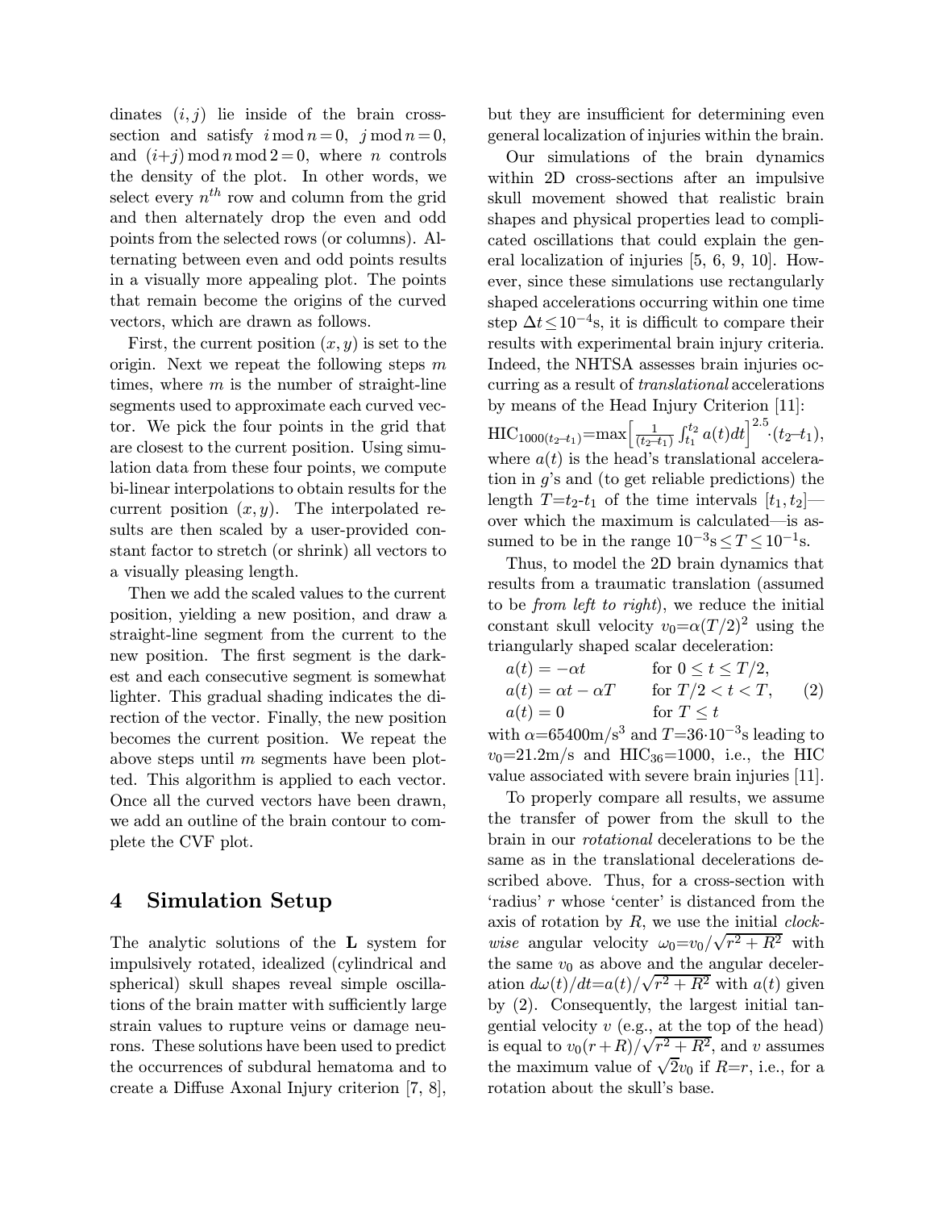dinates $(i,j)$ lie inside of the brain cross-section and satisfy $i \bmod n = 0$, $j \bmod n = 0$, and $(i+j) \bmod n \bmod 2 = 0$, where $n$ controls the density of the plot. In other words, we select every $n^{th}$ row and column from the grid and then alternately drop the even and odd points from the selected rows (or columns). Alternating between even and odd points results in a visually more appealing plot. The points that remain become the origins of the curved vectors, which are drawn as follows.

First, the current position $(x, y)$ is set to the origin. Next we repeat the following steps $m$ times, where $m$ is the number of straight-line segments used to approximate each curved vector. We pick the four points in the grid that are closest to the current position. Using simulation data from these four points, we compute bi-linear interpolations to obtain results for the current position $(x, y)$. The interpolated results are then scaled by a user-provided constant factor to stretch (or shrink) all vectors to a visually pleasing length.

Then we add the scaled values to the current position, yielding a new position, and draw a straight-line segment from the current to the new position. The first segment is the darkest and each consecutive segment is somewhat lighter. This gradual shading indicates the direction of the vector. Finally, the new position becomes the current position. We repeat the above steps until $m$ segments have been plotted. This algorithm is applied to each vector. Once all the curved vectors have been drawn, we add an outline of the brain contour to complete the CVF plot.

## 4 Simulation Setup

The analytic solutions of the **L** system for impulsively rotated, idealized (cylindrical and spherical) skull shapes reveal simple oscillations of the brain matter with sufficiently large strain values to rupture veins or damage neurons. These solutions have been used to predict the occurrences of subdural hematoma and to create a Diffuse Axonal Injury criterion [7, 8], but they are insufficient for determining even general localization of injuries within the brain.

Our simulations of the brain dynamics within 2D cross-sections after an impulsive skull movement showed that realistic brain shapes and physical properties lead to complicated oscillations that could explain the general localization of injuries [5, 6, 9, 10]. However, since these simulations use rectangularly shaped accelerations occurring within one time step $\Delta t \leq 10^{-4}$s, it is difficult to compare their results with experimental brain injury criteria. Indeed, the NHTSA assesses brain injuries occurring as a result of *translational* accelerations by means of the Head Injury Criterion [11]:

$$\mathrm{HIC}_{1000(t_2-t_1)} = \max\Big[\tfrac{1}{(t_2-t_1)}\int_{t_1}^{t_2} a(t)dt\Big]^{2.5} \cdot (t_2-t_1),$$

where $a(t)$ is the head's translational acceleration in $g$'s and (to get reliable predictions) the length $T$=$t_2$-$t_1$ of the time intervals $[t_1, t_2]$—over which the maximum is calculated—is assumed to be in the range $10^{-3}\text{s} \leq T \leq 10^{-1}\text{s}$.

Thus, to model the 2D brain dynamics that results from a traumatic translation (assumed to be *from left to right*), we reduce the initial constant skull velocity $v_0 = \alpha(T/2)^2$ using the triangularly shaped scalar deceleration:

$$\begin{aligned}
a(t) &= -\alpha t && \text{for } 0 \leq t \leq T/2, \\
a(t) &= \alpha t - \alpha T && \text{for } T/2 < t < T, \\
a(t) &= 0 && \text{for } T \leq t
\end{aligned} \qquad (2)$$

with $\alpha$=65400m/s$^3$ and $T$=36$\cdot$10$^{-3}$s leading to $v_0$=21.2m/s and $\mathrm{HIC}_{36}$=1000, i.e., the HIC value associated with severe brain injuries [11].

To properly compare all results, we assume the transfer of power from the skull to the brain in our *rotational* decelerations to be the same as in the translational decelerations described above. Thus, for a cross-section with 'radius' $r$ whose 'center' is distanced from the axis of rotation by $R$, we use the initial *clockwise* angular velocity $\omega_0 = v_0/\sqrt{r^2+R^2}$ with the same $v_0$ as above and the angular deceleration $d\omega(t)/dt = a(t)/\sqrt{r^2+R^2}$ with $a(t)$ given by (2). Consequently, the largest initial tangential velocity $v$ (e.g., at the top of the head) is equal to $v_0(r+R)/\sqrt{r^2+R^2}$, and $v$ assumes the maximum value of $\sqrt{2}v_0$ if $R$=$r$, i.e., for a rotation about the skull's base.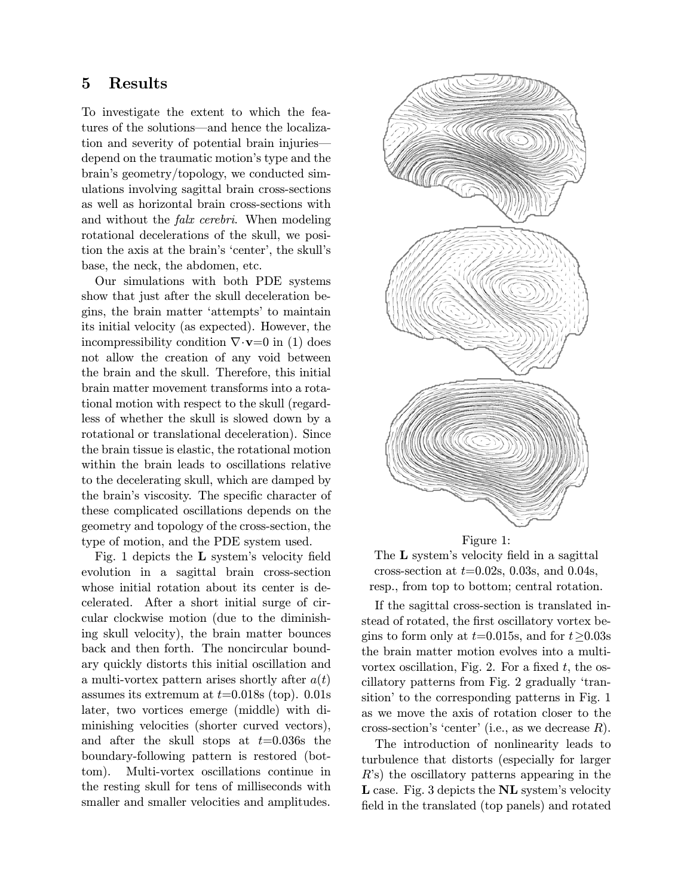## 5 Results

To investigate the extent to which the features of the solutions—and hence the localization and severity of potential brain injuries—depend on the traumatic motion's type and the brain's geometry/topology, we conducted simulations involving sagittal brain cross-sections as well as horizontal brain cross-sections with and without the *falx cerebri*. When modeling rotational decelerations of the skull, we position the axis at the brain's 'center', the skull's base, the neck, the abdomen, etc.

Our simulations with both PDE systems show that just after the skull deceleration begins, the brain matter 'attempts' to maintain its initial velocity (as expected). However, the incompressibility condition $\nabla \cdot \mathbf{v} = 0$ in (1) does not allow the creation of any void between the brain and the skull. Therefore, this initial brain matter movement transforms into a rotational motion with respect to the skull (regardless of whether the skull is slowed down by a rotational or translational deceleration). Since the brain tissue is elastic, the rotational motion within the brain leads to oscillations relative to the decelerating skull, which are damped by the brain's viscosity. The specific character of these complicated oscillations depends on the geometry and topology of the cross-section, the type of motion, and the PDE system used.

Fig. 1 depicts the **L** system's velocity field evolution in a sagittal brain cross-section whose initial rotation about its center is decelerated. After a short initial surge of circular clockwise motion (due to the diminishing skull velocity), the brain matter bounces back and then forth. The noncircular boundary quickly distorts this initial oscillation and a multi-vortex pattern arises shortly after $a(t)$ assumes its extremum at $t$=0.018s (top). 0.01s later, two vortices emerge (middle) with diminishing velocities (shorter curved vectors), and after the skull stops at $t$=0.036s the boundary-following pattern is restored (bottom). Multi-vortex oscillations continue in the resting skull for tens of milliseconds with smaller and smaller velocities and amplitudes.

Figure 1:
The **L** system's velocity field in a sagittal cross-section at $t$=0.02s, 0.03s, and 0.04s, resp., from top to bottom; central rotation.

If the sagittal cross-section is translated instead of rotated, the first oscillatory vortex begins to form only at $t$=0.015s, and for $t \geq$0.03s the brain matter motion evolves into a multi-vortex oscillation, Fig. 2. For a fixed $t$, the oscillatory patterns from Fig. 2 gradually 'transition' to the corresponding patterns in Fig. 1 as we move the axis of rotation closer to the cross-section's 'center' (i.e., as we decrease $R$).

The introduction of nonlinearity leads to turbulence that distorts (especially for larger $R$'s) the oscillatory patterns appearing in the **L** case. Fig. 3 depicts the **NL** system's velocity field in the translated (top panels) and rotated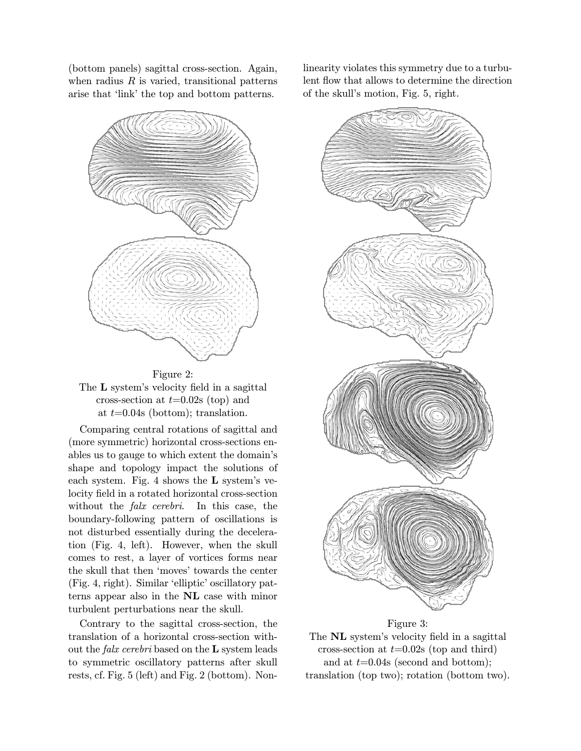(bottom panels) sagittal cross-section. Again, when radius $R$ is varied, transitional patterns arise that 'link' the top and bottom patterns.

Figure 2:
The **L** system's velocity field in a sagittal cross-section at $t$=0.02s (top) and at $t$=0.04s (bottom); translation.

Comparing central rotations of sagittal and (more symmetric) horizontal cross-sections enables us to gauge to which extent the domain's shape and topology impact the solutions of each system. Fig. 4 shows the **L** system's velocity field in a rotated horizontal cross-section without the *falx cerebri*. In this case, the boundary-following pattern of oscillations is not disturbed essentially during the deceleration (Fig. 4, left). However, when the skull comes to rest, a layer of vortices forms near the skull that then 'moves' towards the center (Fig. 4, right). Similar 'elliptic' oscillatory patterns appear also in the **NL** case with minor turbulent perturbations near the skull.

Contrary to the sagittal cross-section, the translation of a horizontal cross-section without the *falx cerebri* based on the **L** system leads to symmetric oscillatory patterns after skull rests, cf. Fig. 5 (left) and Fig. 2 (bottom). Nonlinearity violates this symmetry due to a turbulent flow that allows to determine the direction of the skull's motion, Fig. 5, right.

Figure 3:
The **NL** system's velocity field in a sagittal cross-section at $t$=0.02s (top and third) and at $t$=0.04s (second and bottom); translation (top two); rotation (bottom two).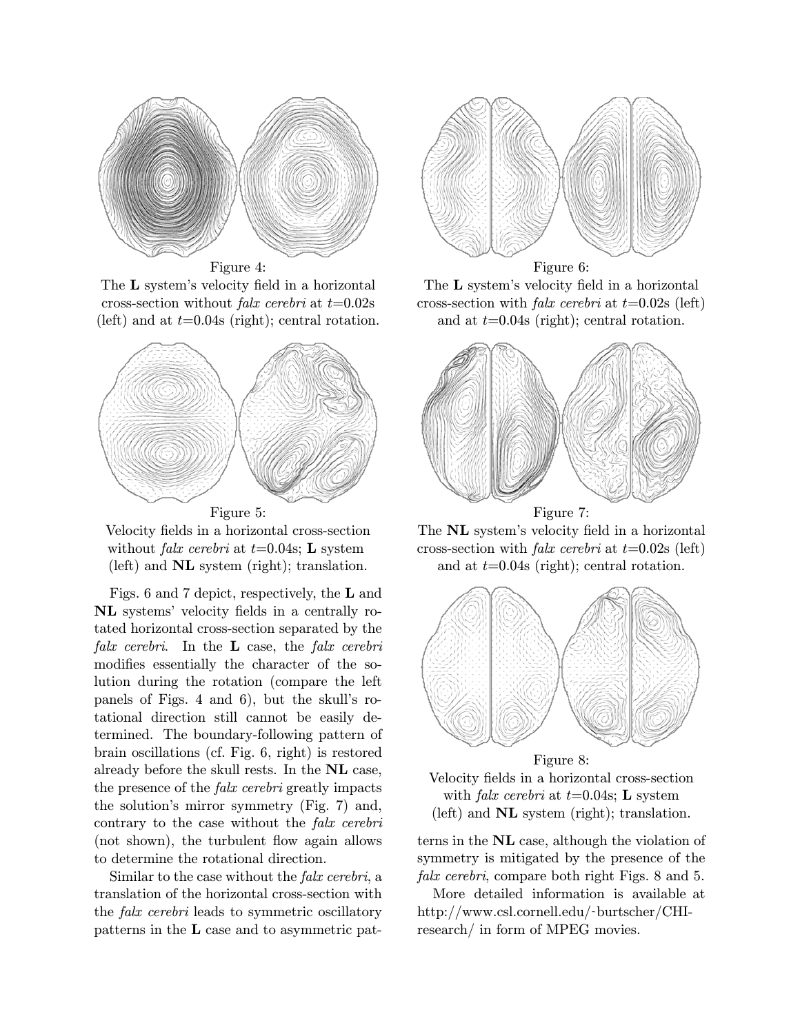Figure 4:
The **L** system's velocity field in a horizontal cross-section without *falx cerebri* at $t$=0.02s (left) and at $t$=0.04s (right); central rotation.

Figure 5:
Velocity fields in a horizontal cross-section without *falx cerebri* at $t$=0.04s; **L** system (left) and **NL** system (right); translation.

Figs. 6 and 7 depict, respectively, the **L** and **NL** systems' velocity fields in a centrally rotated horizontal cross-section separated by the *falx cerebri*. In the **L** case, the *falx cerebri* modifies essentially the character of the solution during the rotation (compare the left panels of Figs. 4 and 6), but the skull's rotational direction still cannot be easily determined. The boundary-following pattern of brain oscillations (cf. Fig. 6, right) is restored already before the skull rests. In the **NL** case, the presence of the *falx cerebri* greatly impacts the solution's mirror symmetry (Fig. 7) and, contrary to the case without the *falx cerebri* (not shown), the turbulent flow again allows to determine the rotational direction.

Similar to the case without the *falx cerebri*, a translation of the horizontal cross-section with the *falx cerebri* leads to symmetric oscillatory patterns in the **L** case and to asymmetric patterns in the **NL** case, although the violation of symmetry is mitigated by the presence of the *falx cerebri*, compare both right Figs. 8 and 5.

More detailed information is available at http://www.csl.cornell.edu/~burtscher/CHI-research/ in form of MPEG movies.

Figure 6:
The **L** system's velocity field in a horizontal cross-section with *falx cerebri* at $t$=0.02s (left) and at $t$=0.04s (right); central rotation.

Figure 7:
The **NL** system's velocity field in a horizontal cross-section with *falx cerebri* at $t$=0.02s (left) and at $t$=0.04s (right); central rotation.

Figure 8:
Velocity fields in a horizontal cross-section with *falx cerebri* at $t$=0.04s; **L** system (left) and **NL** system (right); translation.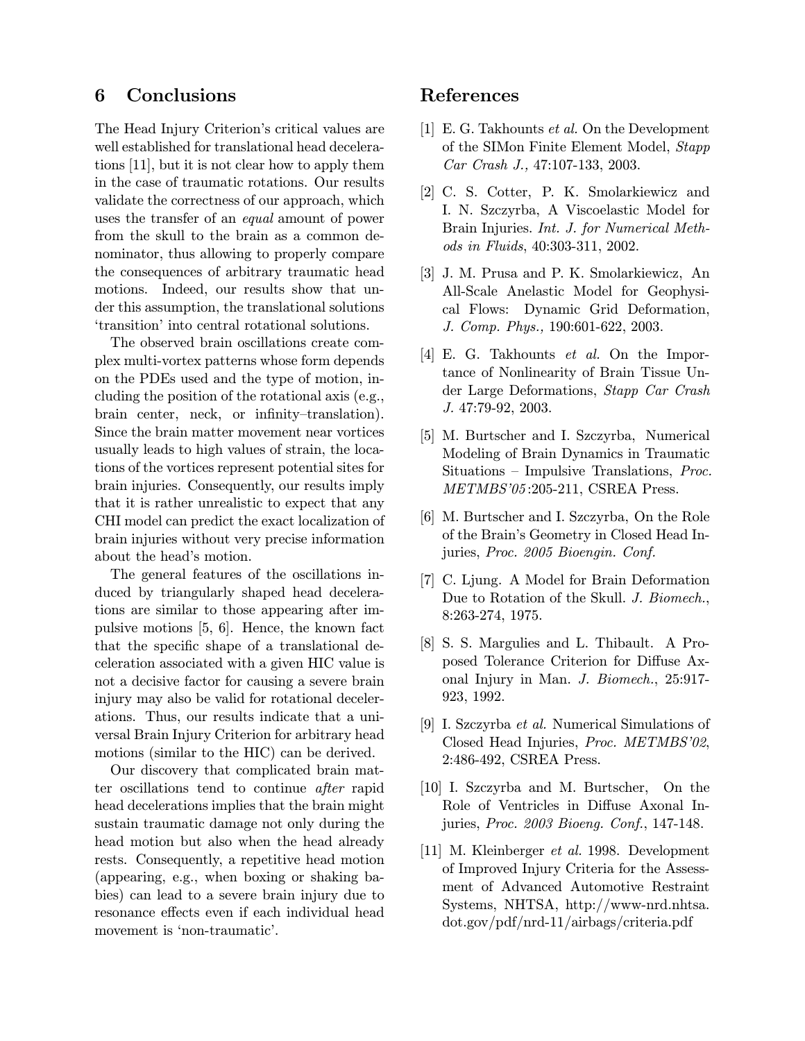## 6 Conclusions

The Head Injury Criterion's critical values are well established for translational head decelerations [11], but it is not clear how to apply them in the case of traumatic rotations. Our results validate the correctness of our approach, which uses the transfer of an *equal* amount of power from the skull to the brain as a common denominator, thus allowing to properly compare the consequences of arbitrary traumatic head motions. Indeed, our results show that under this assumption, the translational solutions 'transition' into central rotational solutions.

The observed brain oscillations create complex multi-vortex patterns whose form depends on the PDEs used and the type of motion, including the position of the rotational axis (e.g., brain center, neck, or infinity–translation). Since the brain matter movement near vortices usually leads to high values of strain, the locations of the vortices represent potential sites for brain injuries. Consequently, our results imply that it is rather unrealistic to expect that any CHI model can predict the exact localization of brain injuries without very precise information about the head's motion.

The general features of the oscillations induced by triangularly shaped head decelerations are similar to those appearing after impulsive motions [5, 6]. Hence, the known fact that the specific shape of a translational deceleration associated with a given HIC value is not a decisive factor for causing a severe brain injury may also be valid for rotational decelerations. Thus, our results indicate that a universal Brain Injury Criterion for arbitrary head motions (similar to the HIC) can be derived.

Our discovery that complicated brain matter oscillations tend to continue *after* rapid head decelerations implies that the brain might sustain traumatic damage not only during the head motion but also when the head already rests. Consequently, a repetitive head motion (appearing, e.g., when boxing or shaking babies) can lead to a severe brain injury due to resonance effects even if each individual head movement is 'non-traumatic'.

## References

[1] E. G. Takhounts *et al.* On the Development of the SIMon Finite Element Model, *Stapp Car Crash J.,* 47:107-133, 2003.

[2] C. S. Cotter, P. K. Smolarkiewicz and I. N. Szczyrba, A Viscoelastic Model for Brain Injuries. *Int. J. for Numerical Methods in Fluids*, 40:303-311, 2002.

[3] J. M. Prusa and P. K. Smolarkiewicz, An All-Scale Anelastic Model for Geophysical Flows: Dynamic Grid Deformation, *J. Comp. Phys.,* 190:601-622, 2003.

[4] E. G. Takhounts *et al.* On the Importance of Nonlinearity of Brain Tissue Under Large Deformations, *Stapp Car Crash J.* 47:79-92, 2003.

[5] M. Burtscher and I. Szczyrba, Numerical Modeling of Brain Dynamics in Traumatic Situations – Impulsive Translations, *Proc. METMBS'05*:205-211, CSREA Press.

[6] M. Burtscher and I. Szczyrba, On the Role of the Brain's Geometry in Closed Head Injuries, *Proc. 2005 Bioengin. Conf.*

[7] C. Ljung. A Model for Brain Deformation Due to Rotation of the Skull. *J. Biomech.*, 8:263-274, 1975.

[8] S. S. Margulies and L. Thibault. A Proposed Tolerance Criterion for Diffuse Axonal Injury in Man. *J. Biomech.*, 25:917-923, 1992.

[9] I. Szczyrba *et al.* Numerical Simulations of Closed Head Injuries, *Proc. METMBS'02*, 2:486-492, CSREA Press.

[10] I. Szczyrba and M. Burtscher, On the Role of Ventricles in Diffuse Axonal Injuries, *Proc. 2003 Bioeng. Conf.*, 147-148.

[11] M. Kleinberger *et al.* 1998. Development of Improved Injury Criteria for the Assessment of Advanced Automotive Restraint Systems, NHTSA, http://www-nrd.nhtsa.dot.gov/pdf/nrd-11/airbags/criteria.pdf